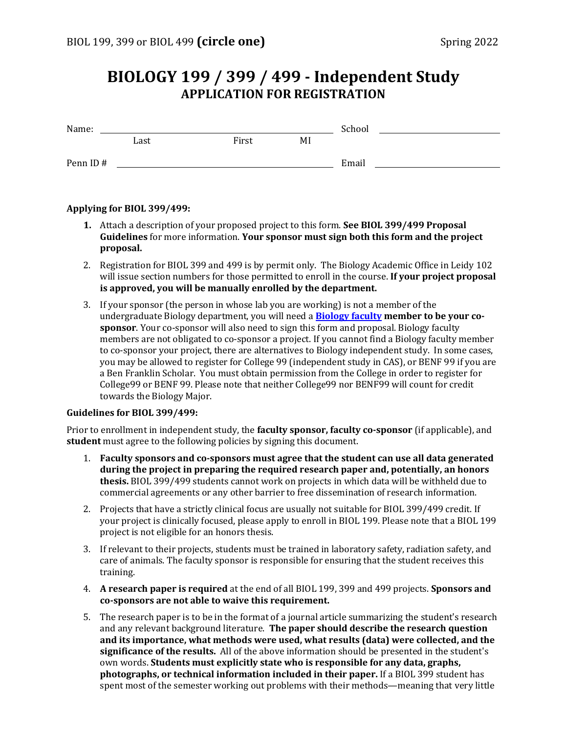BIOL 199, 399 or BIOL 499 **(circle one)** Spring 2022

# BIOLOGY 199 / 399 / 499 - Independent Study

## APPLICATION FOR REGISTRATION

Name: ______________________________________ School ____________________

Last First MI

Penn ID # ___________________________________ Email ____________________

**Applying for BIOL 399/499:**

1. Attach a description of your proposed project to this form. **See BIOL 399/499 Proposal Guidelines** for more information. **Your sponsor must sign both this form and the project proposal.**
2. Registration for BIOL 399 and 499 is by permit only. The Biology Academic Office in Leidy 102 will issue section numbers for those permitted to enroll in the course. **If your project proposal is approved, you will be manually enrolled by the department.**
3. If your sponsor (the person in whose lab you are working) is not a member of the undergraduate Biology department, you will need a **Biology faculty member to be your co-sponsor**. Your co-sponsor will also need to sign this form and proposal. Biology faculty members are not obligated to co-sponsor a project. If you cannot find a Biology faculty member to co-sponsor your project, there are alternatives to Biology independent study. In some cases, you may be allowed to register for College 99 (independent study in CAS), or BENF 99 if you are a Ben Franklin Scholar. You must obtain permission from the College in order to register for College99 or BENF 99. Please note that neither College99 nor BENF99 will count for credit towards the Biology Major.

**Guidelines for BIOL 399/499:**

Prior to enrollment in independent study, the **faculty sponsor, faculty co-sponsor** (if applicable), and **student** must agree to the following policies by signing this document.

1. **Faculty sponsors and co-sponsors must agree that the student can use all data generated during the project in preparing the required research paper and, potentially, an honors thesis.** BIOL 399/499 students cannot work on projects in which data will be withheld due to commercial agreements or any other barrier to free dissemination of research information.
2. Projects that have a strictly clinical focus are usually not suitable for BIOL 399/499 credit. If your project is clinically focused, please apply to enroll in BIOL 199. Please note that a BIOL 199 project is not eligible for an honors thesis.
3. If relevant to their projects, students must be trained in laboratory safety, radiation safety, and care of animals. The faculty sponsor is responsible for ensuring that the student receives this training.
4. **A research paper is required** at the end of all BIOL 199, 399 and 499 projects. **Sponsors and co-sponsors are not able to waive this requirement.**
5. The research paper is to be in the format of a journal article summarizing the student's research and any relevant background literature. **The paper should describe the research question and its importance, what methods were used, what results (data) were collected, and the significance of the results.** All of the above information should be presented in the student's own words. **Students must explicitly state who is responsible for any data, graphs, photographs, or technical information included in their paper.** If a BIOL 399 student has spent most of the semester working out problems with their methods—meaning that very little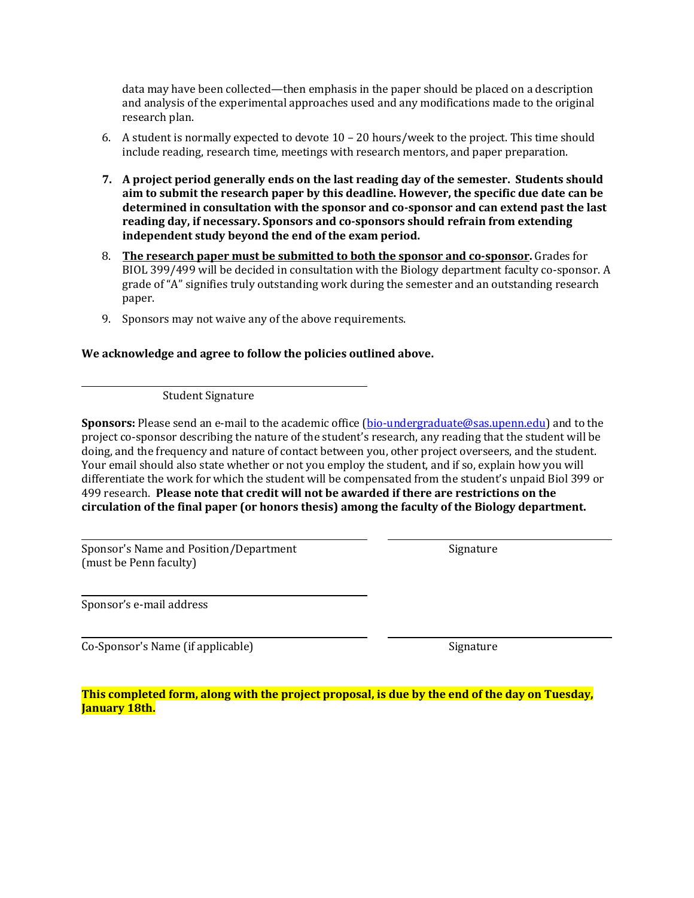data may have been collected—then emphasis in the paper should be placed on a description and analysis of the experimental approaches used and any modifications made to the original research plan.

6. A student is normally expected to devote 10 – 20 hours/week to the project. This time should include reading, research time, meetings with research mentors, and paper preparation.
7. **A project period generally ends on the last reading day of the semester. Students should aim to submit the research paper by this deadline. However, the specific due date can be determined in consultation with the sponsor and co-sponsor and can extend past the last reading day, if necessary. Sponsors and co-sponsors should refrain from extending independent study beyond the end of the exam period.**
8. **<u>The research paper must be submitted to both the sponsor and co-sponsor</u>.** Grades for BIOL 399/499 will be decided in consultation with the Biology department faculty co-sponsor. A grade of "A" signifies truly outstanding work during the semester and an outstanding research paper.
9. Sponsors may not waive any of the above requirements.

**We acknowledge and agree to follow the policies outlined above.**

\_\_\_\_\_\_\_\_\_\_\_\_\_\_\_\_\_\_\_\_\_\_\_\_\_\_\_\_\_\_\_\_\_\_\_\_
Student Signature

**Sponsors:** Please send an e-mail to the academic office (bio-undergraduate@sas.upenn.edu) and to the project co-sponsor describing the nature of the student's research, any reading that the student will be doing, and the frequency and nature of contact between you, other project overseers, and the student. Your email should also state whether or not you employ the student, and if so, explain how you will differentiate the work for which the student will be compensated from the student's unpaid Biol 399 or 499 research. **Please note that credit will not be awarded if there are restrictions on the circulation of the final paper (or honors thesis) among the faculty of the Biology department.**

\_\_\_\_\_\_\_\_\_\_\_\_\_\_\_\_\_\_\_\_\_\_\_\_\_\_\_\_\_\_\_\_\_\_\_\_ \_\_\_\_\_\_\_\_\_\_\_\_\_\_\_\_\_\_\_\_\_\_\_\_\_\_\_\_
Sponsor's Name and Position/Department (must be Penn faculty) Signature

\_\_\_\_\_\_\_\_\_\_\_\_\_\_\_\_\_\_\_\_\_\_\_\_\_\_\_\_\_\_\_\_\_\_\_\_
Sponsor's e-mail address

\_\_\_\_\_\_\_\_\_\_\_\_\_\_\_\_\_\_\_\_\_\_\_\_\_\_\_\_\_\_\_\_\_\_\_\_ \_\_\_\_\_\_\_\_\_\_\_\_\_\_\_\_\_\_\_\_\_\_\_\_\_\_\_\_
Co-Sponsor's Name (if applicable) Signature

**This completed form, along with the project proposal, is due by the end of the day on Tuesday, January 18th.**